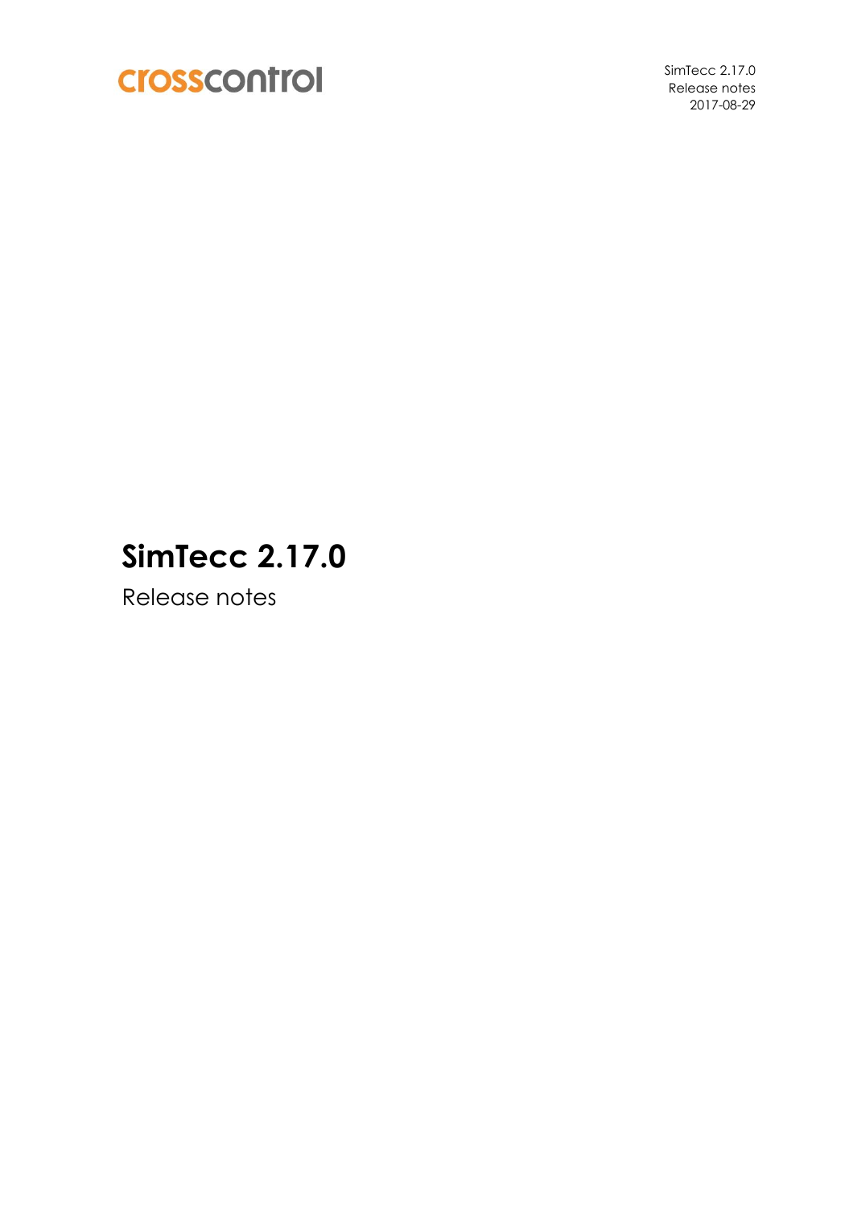crosscontrol

SimTecc 2.17.0
Release notes
2017-08-29

# SimTecc 2.17.0

Release notes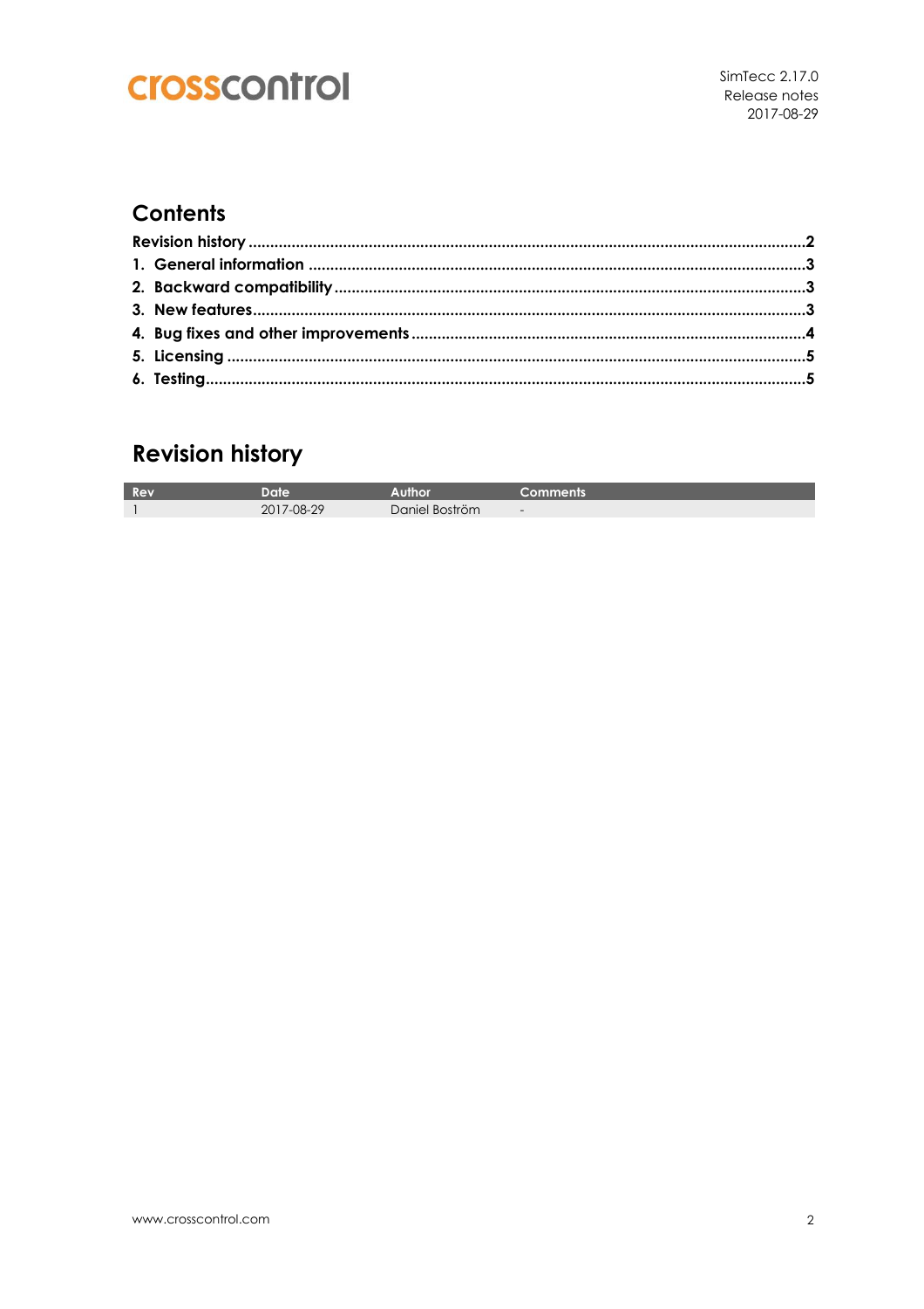## Contents

**Revision history** ......................................................... **2**
**1. General information** ......................................................... **3**
**2. Backward compatibility** ......................................................... **3**
**3. New features** ......................................................... **3**
**4. Bug fixes and other improvements** ......................................................... **4**
**5. Licensing** ......................................................... **5**
**6. Testing** ......................................................... **5**

## Revision history

| Rev | Date | Author | Comments |
| --- | --- | --- | --- |
| 1 | 2017-08-29 | Daniel Boström | - |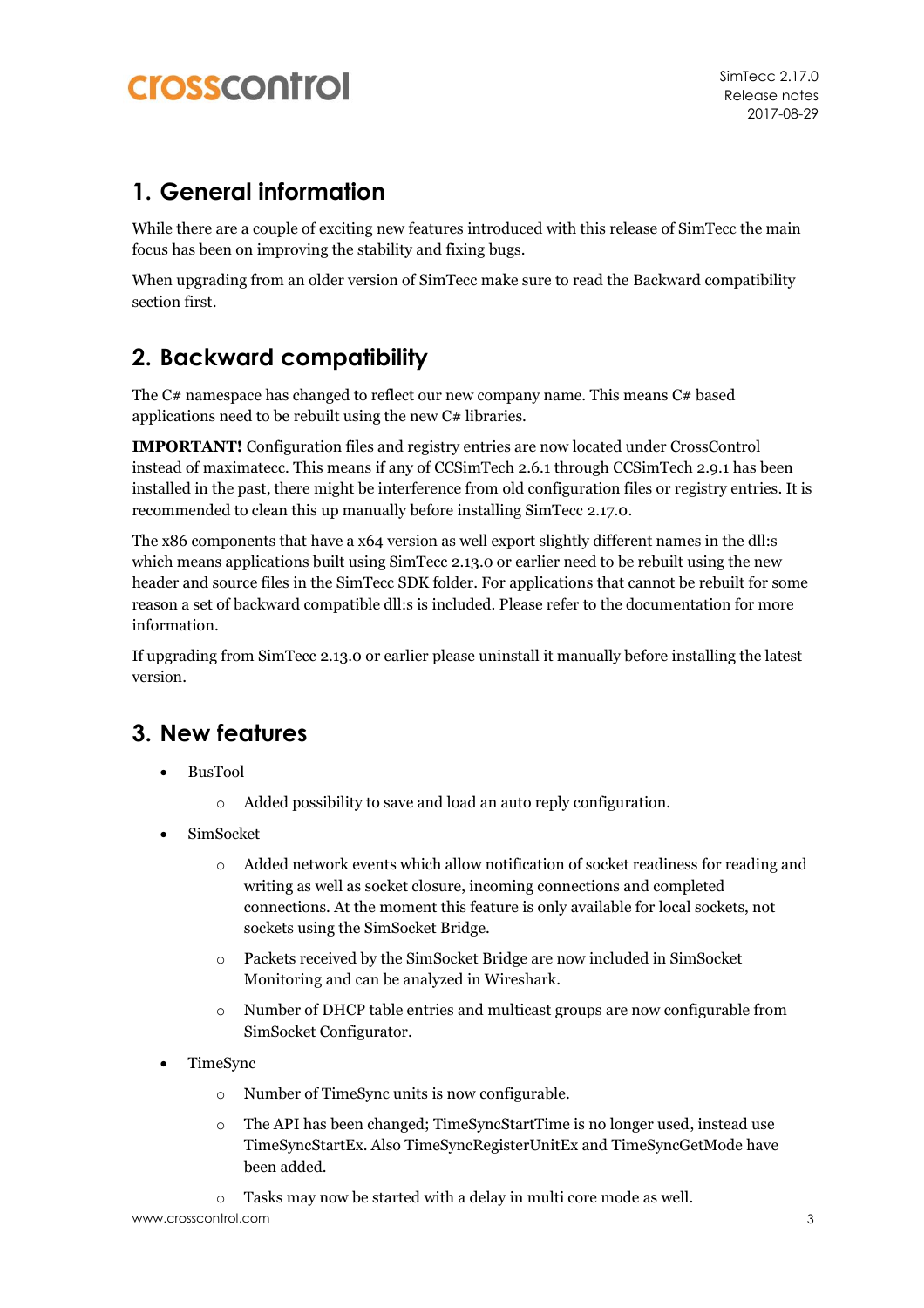## 1. General information

While there are a couple of exciting new features introduced with this release of SimTecc the main focus has been on improving the stability and fixing bugs.

When upgrading from an older version of SimTecc make sure to read the Backward compatibility section first.

## 2. Backward compatibility

The C# namespace has changed to reflect our new company name. This means C# based applications need to be rebuilt using the new C# libraries.

**IMPORTANT!** Configuration files and registry entries are now located under CrossControl instead of maximatecc. This means if any of CCSimTech 2.6.1 through CCSimTech 2.9.1 has been installed in the past, there might be interference from old configuration files or registry entries. It is recommended to clean this up manually before installing SimTecc 2.17.0.

The x86 components that have a x64 version as well export slightly different names in the dll:s which means applications built using SimTecc 2.13.0 or earlier need to be rebuilt using the new header and source files in the SimTecc SDK folder. For applications that cannot be rebuilt for some reason a set of backward compatible dll:s is included. Please refer to the documentation for more information.

If upgrading from SimTecc 2.13.0 or earlier please uninstall it manually before installing the latest version.

## 3. New features

- BusTool
  - Added possibility to save and load an auto reply configuration.
- SimSocket
  - Added network events which allow notification of socket readiness for reading and writing as well as socket closure, incoming connections and completed connections. At the moment this feature is only available for local sockets, not sockets using the SimSocket Bridge.
  - Packets received by the SimSocket Bridge are now included in SimSocket Monitoring and can be analyzed in Wireshark.
  - Number of DHCP table entries and multicast groups are now configurable from SimSocket Configurator.
- TimeSync
  - Number of TimeSync units is now configurable.
  - The API has been changed; TimeSyncStartTime is no longer used, instead use TimeSyncStartEx. Also TimeSyncRegisterUnitEx and TimeSyncGetMode have been added.
  - Tasks may now be started with a delay in multi core mode as well.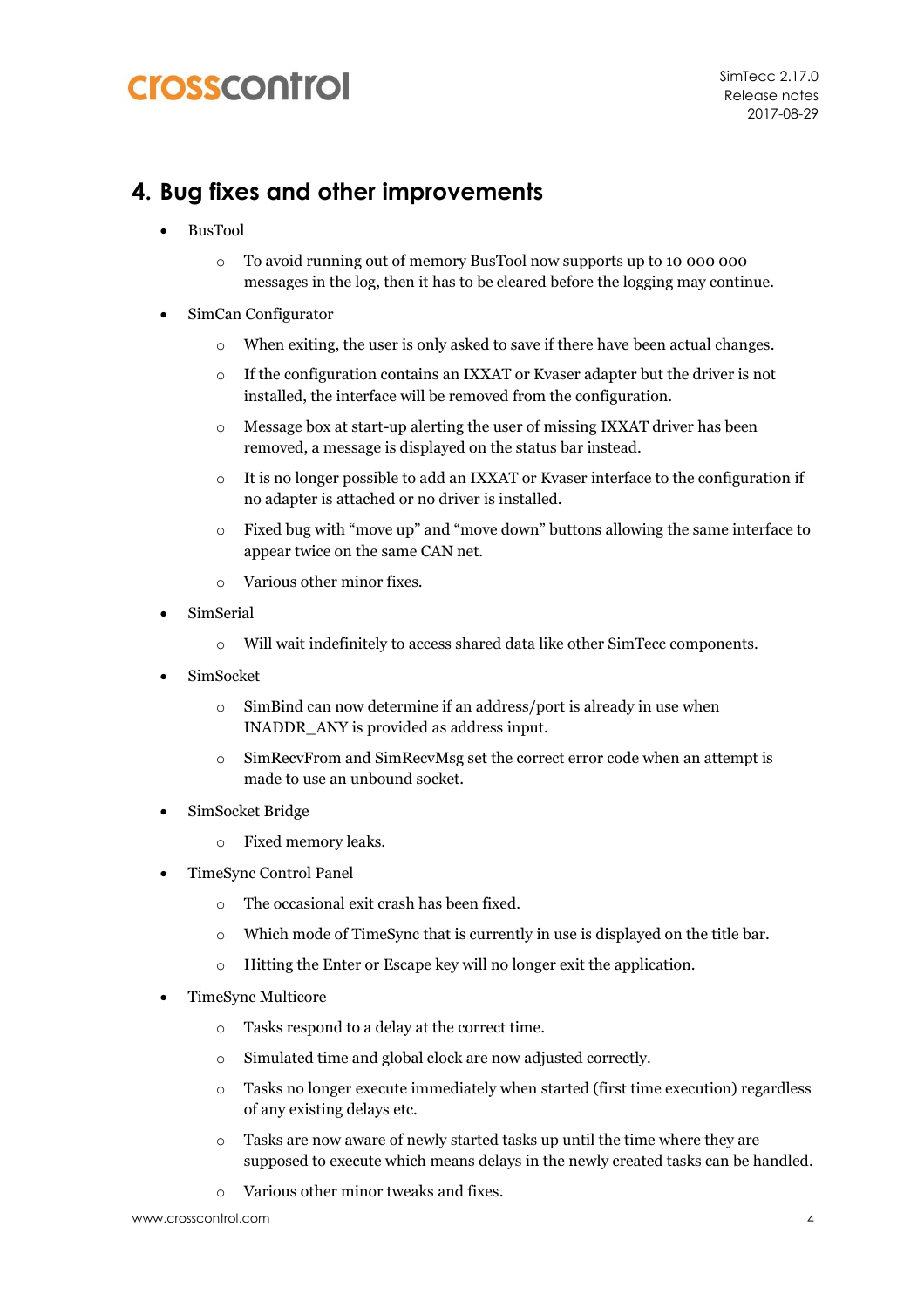## 4. Bug fixes and other improvements

- BusTool
  - To avoid running out of memory BusTool now supports up to 10 000 000 messages in the log, then it has to be cleared before the logging may continue.
- SimCan Configurator
  - When exiting, the user is only asked to save if there have been actual changes.
  - If the configuration contains an IXXAT or Kvaser adapter but the driver is not installed, the interface will be removed from the configuration.
  - Message box at start-up alerting the user of missing IXXAT driver has been removed, a message is displayed on the status bar instead.
  - It is no longer possible to add an IXXAT or Kvaser interface to the configuration if no adapter is attached or no driver is installed.
  - Fixed bug with “move up” and “move down” buttons allowing the same interface to appear twice on the same CAN net.
  - Various other minor fixes.
- SimSerial
  - Will wait indefinitely to access shared data like other SimTecc components.
- SimSocket
  - SimBind can now determine if an address/port is already in use when INADDR_ANY is provided as address input.
  - SimRecvFrom and SimRecvMsg set the correct error code when an attempt is made to use an unbound socket.
- SimSocket Bridge
  - Fixed memory leaks.
- TimeSync Control Panel
  - The occasional exit crash has been fixed.
  - Which mode of TimeSync that is currently in use is displayed on the title bar.
  - Hitting the Enter or Escape key will no longer exit the application.
- TimeSync Multicore
  - Tasks respond to a delay at the correct time.
  - Simulated time and global clock are now adjusted correctly.
  - Tasks no longer execute immediately when started (first time execution) regardless of any existing delays etc.
  - Tasks are now aware of newly started tasks up until the time where they are supposed to execute which means delays in the newly created tasks can be handled.
  - Various other minor tweaks and fixes.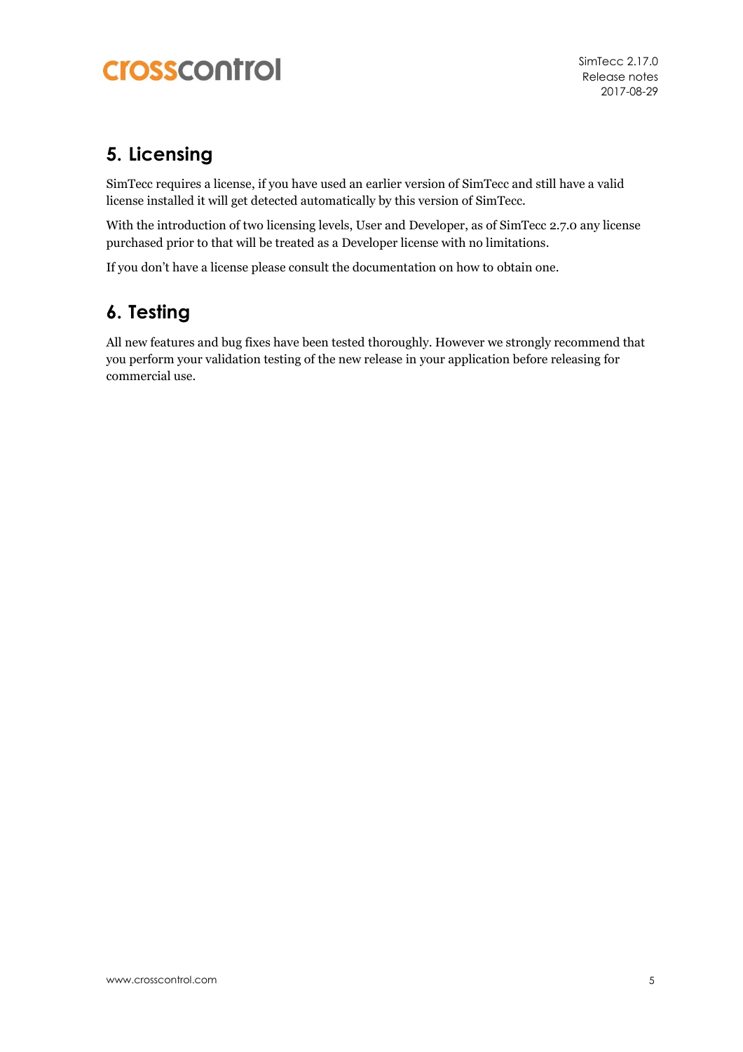## 5. Licensing

SimTecc requires a license, if you have used an earlier version of SimTecc and still have a valid license installed it will get detected automatically by this version of SimTecc.

With the introduction of two licensing levels, User and Developer, as of SimTecc 2.7.0 any license purchased prior to that will be treated as a Developer license with no limitations.

If you don't have a license please consult the documentation on how to obtain one.

## 6. Testing

All new features and bug fixes have been tested thoroughly. However we strongly recommend that you perform your validation testing of the new release in your application before releasing for commercial use.